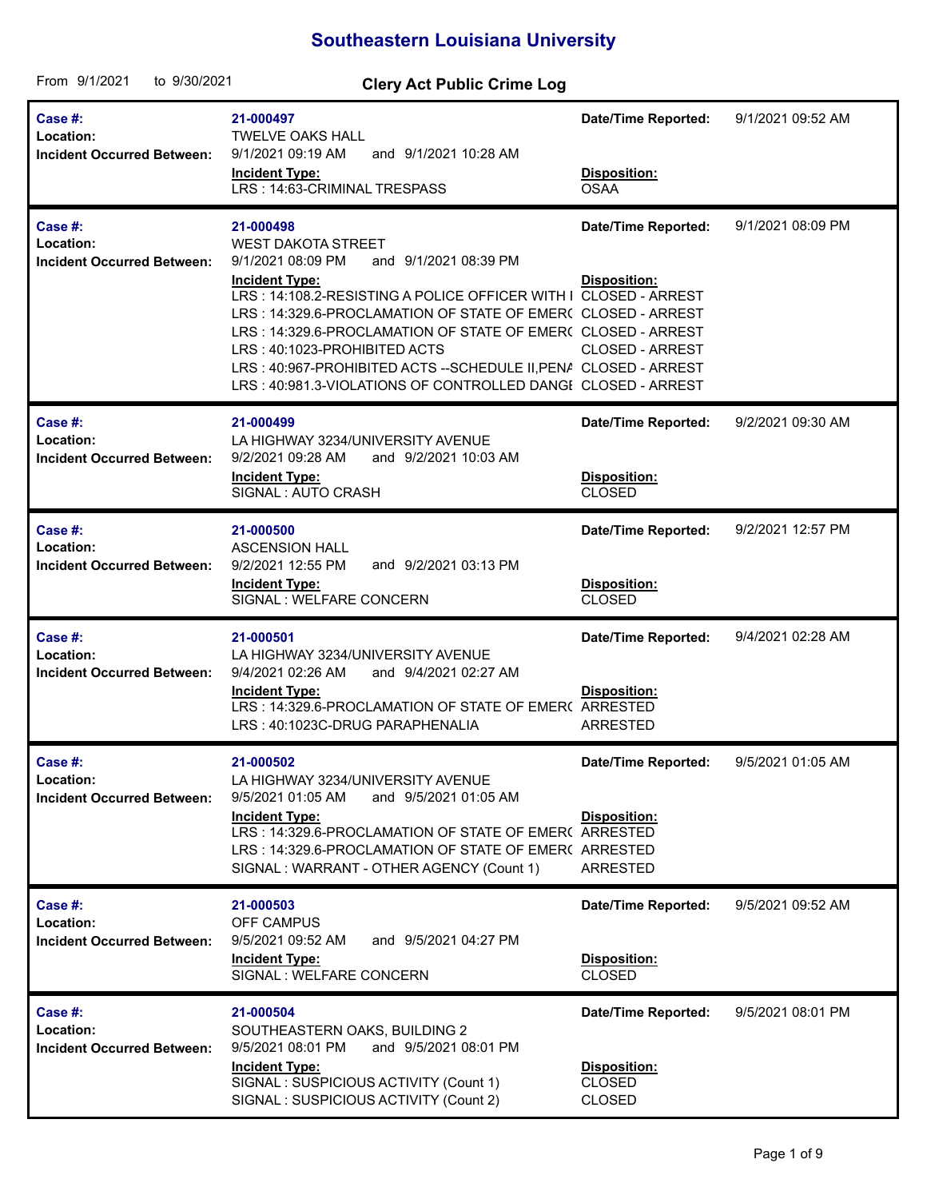# Southeastern Louisiana University

From 9/1/2021 to 9/30/2021

## Clery Act Public Crime Log

| Field | Details | | |
|---|---|---|---|
| **Case #:** | 21-000497 | **Date/Time Reported:** | 9/1/2021 09:52 AM |
| **Location:** | TWELVE OAKS HALL | | |
| **Incident Occurred Between:** | 9/1/2021 09:19 AM and 9/1/2021 10:28 AM | | |
| | **Incident Type:** | **Disposition:** | |
| | LRS : 14:63-CRIMINAL TRESPASS | OSAA | |

| Field | Details | | |
|---|---|---|---|
| **Case #:** | 21-000498 | **Date/Time Reported:** | 9/1/2021 08:09 PM |
| **Location:** | WEST DAKOTA STREET | | |
| **Incident Occurred Between:** | 9/1/2021 08:09 PM and 9/1/2021 08:39 PM | | |
| | **Incident Type:** | **Disposition:** | |
| | LRS : 14:108.2-RESISTING A POLICE OFFICER WITH I | CLOSED - ARREST | |
| | LRS : 14:329.6-PROCLAMATION OF STATE OF EMER( | CLOSED - ARREST | |
| | LRS : 14:329.6-PROCLAMATION OF STATE OF EMER( | CLOSED - ARREST | |
| | LRS : 40:1023-PROHIBITED ACTS | CLOSED - ARREST | |
| | LRS : 40:967-PROHIBITED ACTS --SCHEDULE II,PENA | CLOSED - ARREST | |
| | LRS : 40:981.3-VIOLATIONS OF CONTROLLED DANGI | CLOSED - ARREST | |

| Field | Details | | |
|---|---|---|---|
| **Case #:** | 21-000499 | **Date/Time Reported:** | 9/2/2021 09:30 AM |
| **Location:** | LA HIGHWAY 3234/UNIVERSITY AVENUE | | |
| **Incident Occurred Between:** | 9/2/2021 09:28 AM and 9/2/2021 10:03 AM | | |
| | **Incident Type:** | **Disposition:** | |
| | SIGNAL : AUTO CRASH | CLOSED | |

| Field | Details | | |
|---|---|---|---|
| **Case #:** | 21-000500 | **Date/Time Reported:** | 9/2/2021 12:57 PM |
| **Location:** | ASCENSION HALL | | |
| **Incident Occurred Between:** | 9/2/2021 12:55 PM and 9/2/2021 03:13 PM | | |
| | **Incident Type:** | **Disposition:** | |
| | SIGNAL : WELFARE CONCERN | CLOSED | |

| Field | Details | | |
|---|---|---|---|
| **Case #:** | 21-000501 | **Date/Time Reported:** | 9/4/2021 02:28 AM |
| **Location:** | LA HIGHWAY 3234/UNIVERSITY AVENUE | | |
| **Incident Occurred Between:** | 9/4/2021 02:26 AM and 9/4/2021 02:27 AM | | |
| | **Incident Type:** | **Disposition:** | |
| | LRS : 14:329.6-PROCLAMATION OF STATE OF EMER( | ARRESTED | |
| | LRS : 40:1023C-DRUG PARAPHENALIA | ARRESTED | |

| Field | Details | | |
|---|---|---|---|
| **Case #:** | 21-000502 | **Date/Time Reported:** | 9/5/2021 01:05 AM |
| **Location:** | LA HIGHWAY 3234/UNIVERSITY AVENUE | | |
| **Incident Occurred Between:** | 9/5/2021 01:05 AM and 9/5/2021 01:05 AM | | |
| | **Incident Type:** | **Disposition:** | |
| | LRS : 14:329.6-PROCLAMATION OF STATE OF EMER( | ARRESTED | |
| | LRS : 14:329.6-PROCLAMATION OF STATE OF EMER( | ARRESTED | |
| | SIGNAL : WARRANT - OTHER AGENCY (Count 1) | ARRESTED | |

| Field | Details | | |
|---|---|---|---|
| **Case #:** | 21-000503 | **Date/Time Reported:** | 9/5/2021 09:52 AM |
| **Location:** | OFF CAMPUS | | |
| **Incident Occurred Between:** | 9/5/2021 09:52 AM and 9/5/2021 04:27 PM | | |
| | **Incident Type:** | **Disposition:** | |
| | SIGNAL : WELFARE CONCERN | CLOSED | |

| Field | Details | | |
|---|---|---|---|
| **Case #:** | 21-000504 | **Date/Time Reported:** | 9/5/2021 08:01 PM |
| **Location:** | SOUTHEASTERN OAKS, BUILDING 2 | | |
| **Incident Occurred Between:** | 9/5/2021 08:01 PM and 9/5/2021 08:01 PM | | |
| | **Incident Type:** | **Disposition:** | |
| | SIGNAL : SUSPICIOUS ACTIVITY (Count 1) | CLOSED | |
| | SIGNAL : SUSPICIOUS ACTIVITY (Count 2) | CLOSED | |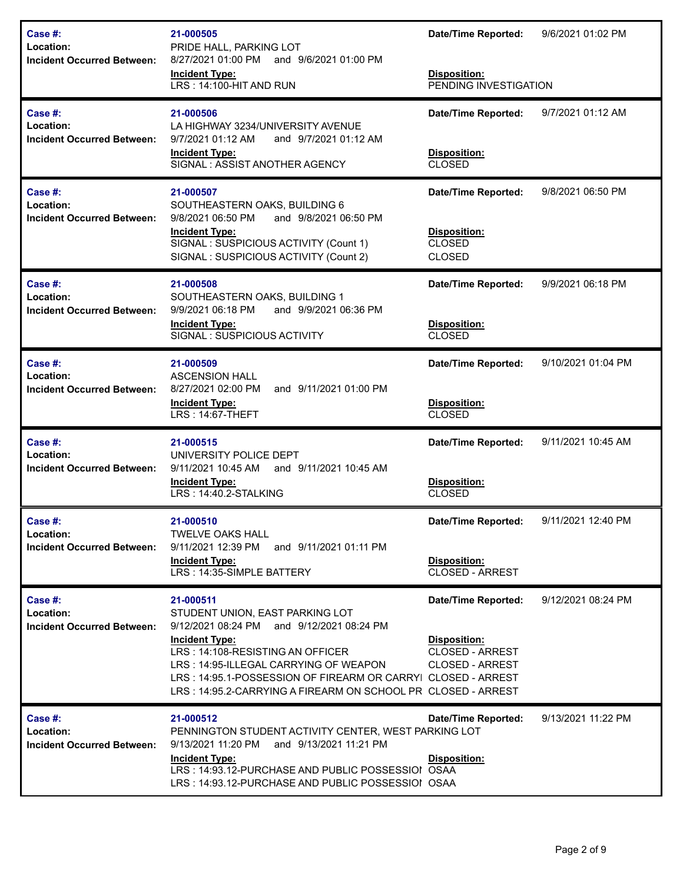| Case # | Location | Incident Occurred Between | Incident Type | Disposition | Date/Time Reported |
|---|---|---|---|---|---|
| 21-000505 | PRIDE HALL, PARKING LOT | 8/27/2021 01:00 PM and 9/6/2021 01:00 PM | LRS : 14:100-HIT AND RUN | PENDING INVESTIGATION | 9/6/2021 01:02 PM |
| 21-000506 | LA HIGHWAY 3234/UNIVERSITY AVENUE | 9/7/2021 01:12 AM and 9/7/2021 01:12 AM | SIGNAL : ASSIST ANOTHER AGENCY | CLOSED | 9/7/2021 01:12 AM |
| 21-000507 | SOUTHEASTERN OAKS, BUILDING 6 | 9/8/2021 06:50 PM and 9/8/2021 06:50 PM | SIGNAL : SUSPICIOUS ACTIVITY (Count 1)<br>SIGNAL : SUSPICIOUS ACTIVITY (Count 2) | CLOSED<br>CLOSED | 9/8/2021 06:50 PM |
| 21-000508 | SOUTHEASTERN OAKS, BUILDING 1 | 9/9/2021 06:18 PM and 9/9/2021 06:36 PM | SIGNAL : SUSPICIOUS ACTIVITY | CLOSED | 9/9/2021 06:18 PM |
| 21-000509 | ASCENSION HALL | 8/27/2021 02:00 PM and 9/11/2021 01:00 PM | LRS : 14:67-THEFT | CLOSED | 9/10/2021 01:04 PM |
| 21-000515 | UNIVERSITY POLICE DEPT | 9/11/2021 10:45 AM and 9/11/2021 10:45 AM | LRS : 14:40.2-STALKING | CLOSED | 9/11/2021 10:45 AM |
| 21-000510 | TWELVE OAKS HALL | 9/11/2021 12:39 PM and 9/11/2021 01:11 PM | LRS : 14:35-SIMPLE BATTERY | CLOSED - ARREST | 9/11/2021 12:40 PM |
| 21-000511 | STUDENT UNION, EAST PARKING LOT | 9/12/2021 08:24 PM and 9/12/2021 08:24 PM | LRS : 14:108-RESISTING AN OFFICER<br>LRS : 14:95-ILLEGAL CARRYING OF WEAPON<br>LRS : 14:95.1-POSSESSION OF FIREARM OR CARRYI<br>LRS : 14:95.2-CARRYING A FIREARM ON SCHOOL PR | CLOSED - ARREST<br>CLOSED - ARREST<br>CLOSED - ARREST<br>CLOSED - ARREST | 9/12/2021 08:24 PM |
| 21-000512 | PENNINGTON STUDENT ACTIVITY CENTER, WEST PARKING LOT | 9/13/2021 11:20 PM and 9/13/2021 11:21 PM | LRS : 14:93.12-PURCHASE AND PUBLIC POSSESSIOI<br>LRS : 14:93.12-PURCHASE AND PUBLIC POSSESSIOI | OSAA<br>OSAA | 9/13/2021 11:22 PM |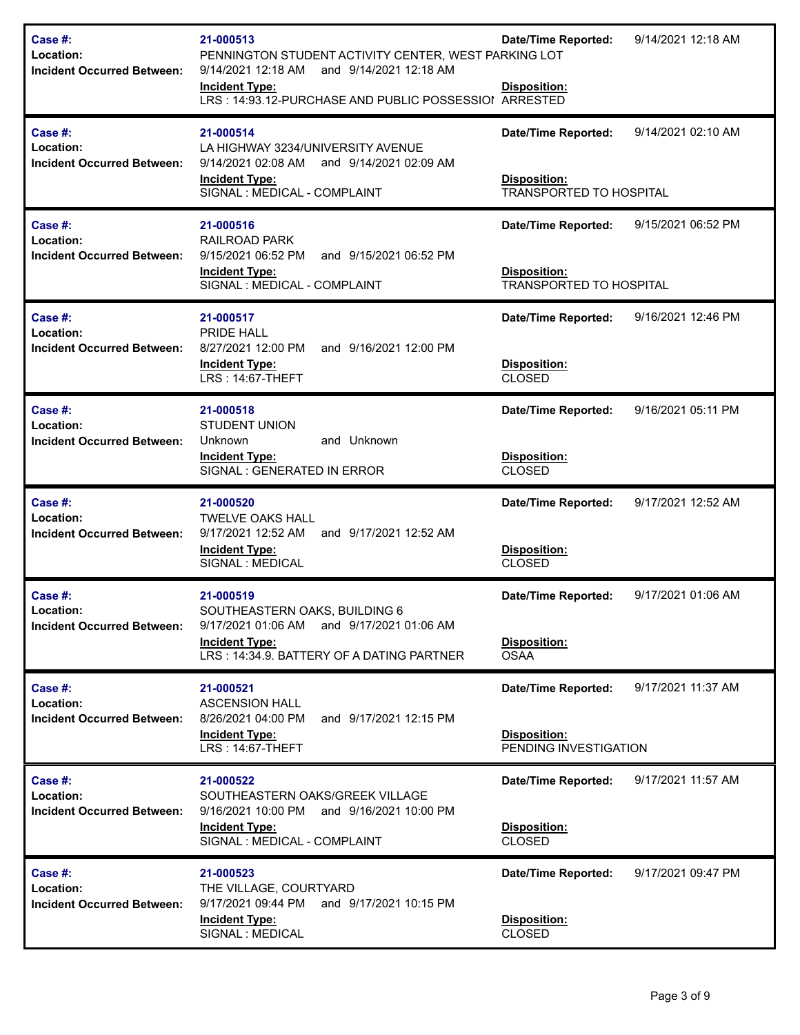| Case #: | Location: | Incident Occurred Between: | Incident Type: | Date/Time Reported: | Disposition: |
| --- | --- | --- | --- | --- | --- |
| 21-000513 | PENNINGTON STUDENT ACTIVITY CENTER, WEST PARKING LOT | 9/14/2021 12:18 AM and 9/14/2021 12:18 AM | LRS : 14:93.12-PURCHASE AND PUBLIC POSSESSIOI | 9/14/2021 12:18 AM | ARRESTED |
| 21-000514 | LA HIGHWAY 3234/UNIVERSITY AVENUE | 9/14/2021 02:08 AM and 9/14/2021 02:09 AM | SIGNAL : MEDICAL - COMPLAINT | 9/14/2021 02:10 AM | TRANSPORTED TO HOSPITAL |
| 21-000516 | RAILROAD PARK | 9/15/2021 06:52 PM and 9/15/2021 06:52 PM | SIGNAL : MEDICAL - COMPLAINT | 9/15/2021 06:52 PM | TRANSPORTED TO HOSPITAL |
| 21-000517 | PRIDE HALL | 8/27/2021 12:00 PM and 9/16/2021 12:00 PM | LRS : 14:67-THEFT | 9/16/2021 12:46 PM | CLOSED |
| 21-000518 | STUDENT UNION | Unknown and Unknown | SIGNAL : GENERATED IN ERROR | 9/16/2021 05:11 PM | CLOSED |
| 21-000520 | TWELVE OAKS HALL | 9/17/2021 12:52 AM and 9/17/2021 12:52 AM | SIGNAL : MEDICAL | 9/17/2021 12:52 AM | CLOSED |
| 21-000519 | SOUTHEASTERN OAKS, BUILDING 6 | 9/17/2021 01:06 AM and 9/17/2021 01:06 AM | LRS : 14:34.9. BATTERY OF A DATING PARTNER | 9/17/2021 01:06 AM | OSAA |
| 21-000521 | ASCENSION HALL | 8/26/2021 04:00 PM and 9/17/2021 12:15 PM | LRS : 14:67-THEFT | 9/17/2021 11:37 AM | PENDING INVESTIGATION |
| 21-000522 | SOUTHEASTERN OAKS/GREEK VILLAGE | 9/16/2021 10:00 PM and 9/16/2021 10:00 PM | SIGNAL : MEDICAL - COMPLAINT | 9/17/2021 11:57 AM | CLOSED |
| 21-000523 | THE VILLAGE, COURTYARD | 9/17/2021 09:44 PM and 9/17/2021 10:15 PM | SIGNAL : MEDICAL | 9/17/2021 09:47 PM | CLOSED |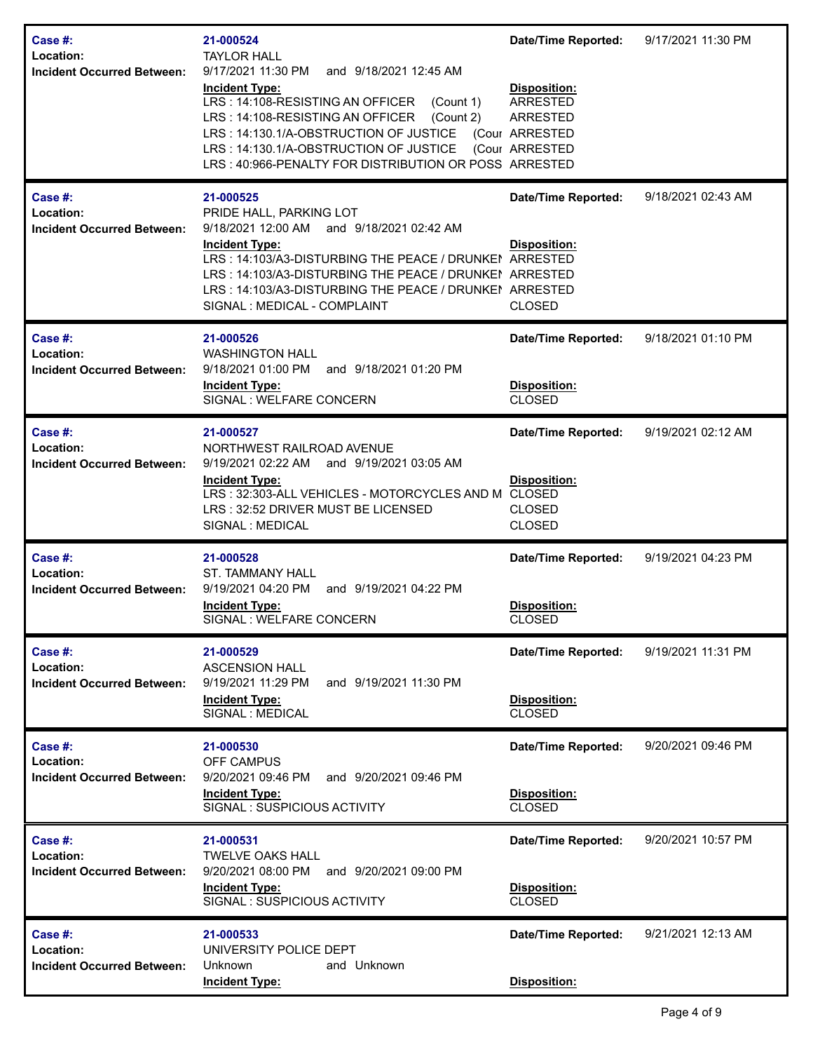| Case #: | 21-000524 | Date/Time Reported: | 9/17/2021 11:30 PM |
|---|---|---|---|
| Location: | TAYLOR HALL | | |
| Incident Occurred Between: | 9/17/2021 11:30 PM and 9/18/2021 12:45 AM | | |
| | **Incident Type:** | **Disposition:** | |
| | LRS : 14:108-RESISTING AN OFFICER (Count 1) | ARRESTED | |
| | LRS : 14:108-RESISTING AN OFFICER (Count 2) | ARRESTED | |
| | LRS : 14:130.1/A-OBSTRUCTION OF JUSTICE (Cour | ARRESTED | |
| | LRS : 14:130.1/A-OBSTRUCTION OF JUSTICE (Cour | ARRESTED | |
| | LRS : 40:966-PENALTY FOR DISTRIBUTION OR POSS | ARRESTED | |

| Case #: | 21-000525 | Date/Time Reported: | 9/18/2021 02:43 AM |
|---|---|---|---|
| Location: | PRIDE HALL, PARKING LOT | | |
| Incident Occurred Between: | 9/18/2021 12:00 AM and 9/18/2021 02:42 AM | | |
| | **Incident Type:** | **Disposition:** | |
| | LRS : 14:103/A3-DISTURBING THE PEACE / DRUNKEI | ARRESTED | |
| | LRS : 14:103/A3-DISTURBING THE PEACE / DRUNKEI | ARRESTED | |
| | LRS : 14:103/A3-DISTURBING THE PEACE / DRUNKEI | ARRESTED | |
| | SIGNAL : MEDICAL - COMPLAINT | CLOSED | |

| Case #: | 21-000526 | Date/Time Reported: | 9/18/2021 01:10 PM |
|---|---|---|---|
| Location: | WASHINGTON HALL | | |
| Incident Occurred Between: | 9/18/2021 01:00 PM and 9/18/2021 01:20 PM | | |
| | **Incident Type:** | **Disposition:** | |
| | SIGNAL : WELFARE CONCERN | CLOSED | |

| Case #: | 21-000527 | Date/Time Reported: | 9/19/2021 02:12 AM |
|---|---|---|---|
| Location: | NORTHWEST RAILROAD AVENUE | | |
| Incident Occurred Between: | 9/19/2021 02:22 AM and 9/19/2021 03:05 AM | | |
| | **Incident Type:** | **Disposition:** | |
| | LRS : 32:303-ALL VEHICLES - MOTORCYCLES AND M | CLOSED | |
| | LRS : 32:52 DRIVER MUST BE LICENSED | CLOSED | |
| | SIGNAL : MEDICAL | CLOSED | |

| Case #: | 21-000528 | Date/Time Reported: | 9/19/2021 04:23 PM |
|---|---|---|---|
| Location: | ST. TAMMANY HALL | | |
| Incident Occurred Between: | 9/19/2021 04:20 PM and 9/19/2021 04:22 PM | | |
| | **Incident Type:** | **Disposition:** | |
| | SIGNAL : WELFARE CONCERN | CLOSED | |

| Case #: | 21-000529 | Date/Time Reported: | 9/19/2021 11:31 PM |
|---|---|---|---|
| Location: | ASCENSION HALL | | |
| Incident Occurred Between: | 9/19/2021 11:29 PM and 9/19/2021 11:30 PM | | |
| | **Incident Type:** | **Disposition:** | |
| | SIGNAL : MEDICAL | CLOSED | |

| Case #: | 21-000530 | Date/Time Reported: | 9/20/2021 09:46 PM |
|---|---|---|---|
| Location: | OFF CAMPUS | | |
| Incident Occurred Between: | 9/20/2021 09:46 PM and 9/20/2021 09:46 PM | | |
| | **Incident Type:** | **Disposition:** | |
| | SIGNAL : SUSPICIOUS ACTIVITY | CLOSED | |

| Case #: | 21-000531 | Date/Time Reported: | 9/20/2021 10:57 PM |
|---|---|---|---|
| Location: | TWELVE OAKS HALL | | |
| Incident Occurred Between: | 9/20/2021 08:00 PM and 9/20/2021 09:00 PM | | |
| | **Incident Type:** | **Disposition:** | |
| | SIGNAL : SUSPICIOUS ACTIVITY | CLOSED | |

| Case #: | 21-000533 | Date/Time Reported: | 9/21/2021 12:13 AM |
|---|---|---|---|
| Location: | UNIVERSITY POLICE DEPT | | |
| Incident Occurred Between: | Unknown and Unknown | | |
| | **Incident Type:** | **Disposition:** | |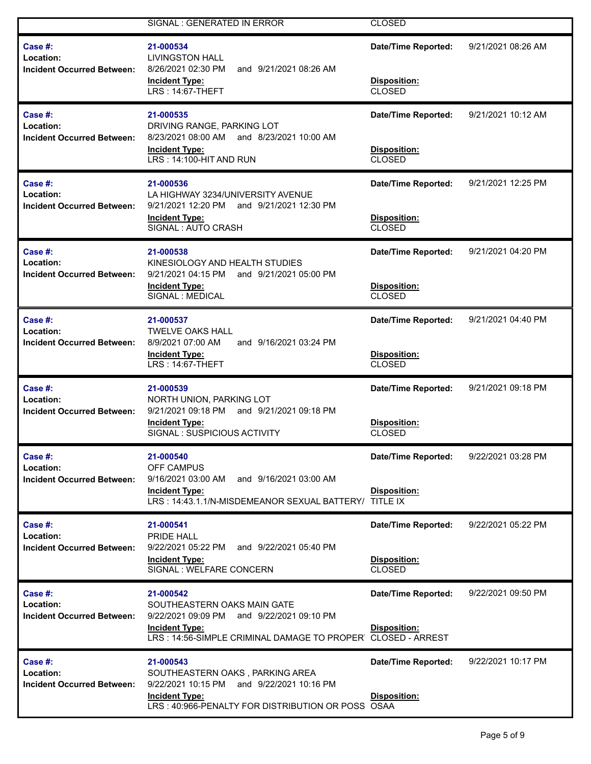| | SIGNAL : GENERATED IN ERROR | CLOSED | |
|---|---|---|---|

| **Case #:** | **21-000534** | **Date/Time Reported:** | 9/21/2021 08:26 AM |
|---|---|---|---|
| **Location:** | LIVINGSTON HALL | | |
| **Incident Occurred Between:** | 8/26/2021 02:30 PM and 9/21/2021 08:26 AM | | |
| | **Incident Type:** | **Disposition:** | |
| | LRS : 14:67-THEFT | CLOSED | |

| **Case #:** | **21-000535** | **Date/Time Reported:** | 9/21/2021 10:12 AM |
|---|---|---|---|
| **Location:** | DRIVING RANGE, PARKING LOT | | |
| **Incident Occurred Between:** | 8/23/2021 08:00 AM and 8/23/2021 10:00 AM | | |
| | **Incident Type:** | **Disposition:** | |
| | LRS : 14:100-HIT AND RUN | CLOSED | |

| **Case #:** | **21-000536** | **Date/Time Reported:** | 9/21/2021 12:25 PM |
|---|---|---|---|
| **Location:** | LA HIGHWAY 3234/UNIVERSITY AVENUE | | |
| **Incident Occurred Between:** | 9/21/2021 12:20 PM and 9/21/2021 12:30 PM | | |
| | **Incident Type:** | **Disposition:** | |
| | SIGNAL : AUTO CRASH | CLOSED | |

| **Case #:** | **21-000538** | **Date/Time Reported:** | 9/21/2021 04:20 PM |
|---|---|---|---|
| **Location:** | KINESIOLOGY AND HEALTH STUDIES | | |
| **Incident Occurred Between:** | 9/21/2021 04:15 PM and 9/21/2021 05:00 PM | | |
| | **Incident Type:** | **Disposition:** | |
| | SIGNAL : MEDICAL | CLOSED | |

| **Case #:** | **21-000537** | **Date/Time Reported:** | 9/21/2021 04:40 PM |
|---|---|---|---|
| **Location:** | TWELVE OAKS HALL | | |
| **Incident Occurred Between:** | 8/9/2021 07:00 AM and 9/16/2021 03:24 PM | | |
| | **Incident Type:** | **Disposition:** | |
| | LRS : 14:67-THEFT | CLOSED | |

| **Case #:** | **21-000539** | **Date/Time Reported:** | 9/21/2021 09:18 PM |
|---|---|---|---|
| **Location:** | NORTH UNION, PARKING LOT | | |
| **Incident Occurred Between:** | 9/21/2021 09:18 PM and 9/21/2021 09:18 PM | | |
| | **Incident Type:** | **Disposition:** | |
| | SIGNAL : SUSPICIOUS ACTIVITY | CLOSED | |

| **Case #:** | **21-000540** | **Date/Time Reported:** | 9/22/2021 03:28 PM |
|---|---|---|---|
| **Location:** | OFF CAMPUS | | |
| **Incident Occurred Between:** | 9/16/2021 03:00 AM and 9/16/2021 03:00 AM | | |
| | **Incident Type:** | **Disposition:** | |
| | LRS : 14:43.1.1/N-MISDEMEANOR SEXUAL BATTERY/ | TITLE IX | |

| **Case #:** | **21-000541** | **Date/Time Reported:** | 9/22/2021 05:22 PM |
|---|---|---|---|
| **Location:** | PRIDE HALL | | |
| **Incident Occurred Between:** | 9/22/2021 05:22 PM and 9/22/2021 05:40 PM | | |
| | **Incident Type:** | **Disposition:** | |
| | SIGNAL : WELFARE CONCERN | CLOSED | |

| **Case #:** | **21-000542** | **Date/Time Reported:** | 9/22/2021 09:50 PM |
|---|---|---|---|
| **Location:** | SOUTHEASTERN OAKS MAIN GATE | | |
| **Incident Occurred Between:** | 9/22/2021 09:09 PM and 9/22/2021 09:10 PM | | |
| | **Incident Type:** | **Disposition:** | |
| | LRS : 14:56-SIMPLE CRIMINAL DAMAGE TO PROPER | CLOSED - ARREST | |

| **Case #:** | **21-000543** | **Date/Time Reported:** | 9/22/2021 10:17 PM |
|---|---|---|---|
| **Location:** | SOUTHEASTERN OAKS , PARKING AREA | | |
| **Incident Occurred Between:** | 9/22/2021 10:15 PM and 9/22/2021 10:16 PM | | |
| | **Incident Type:** | **Disposition:** | |
| | LRS : 40:966-PENALTY FOR DISTRIBUTION OR POSS | OSAA | |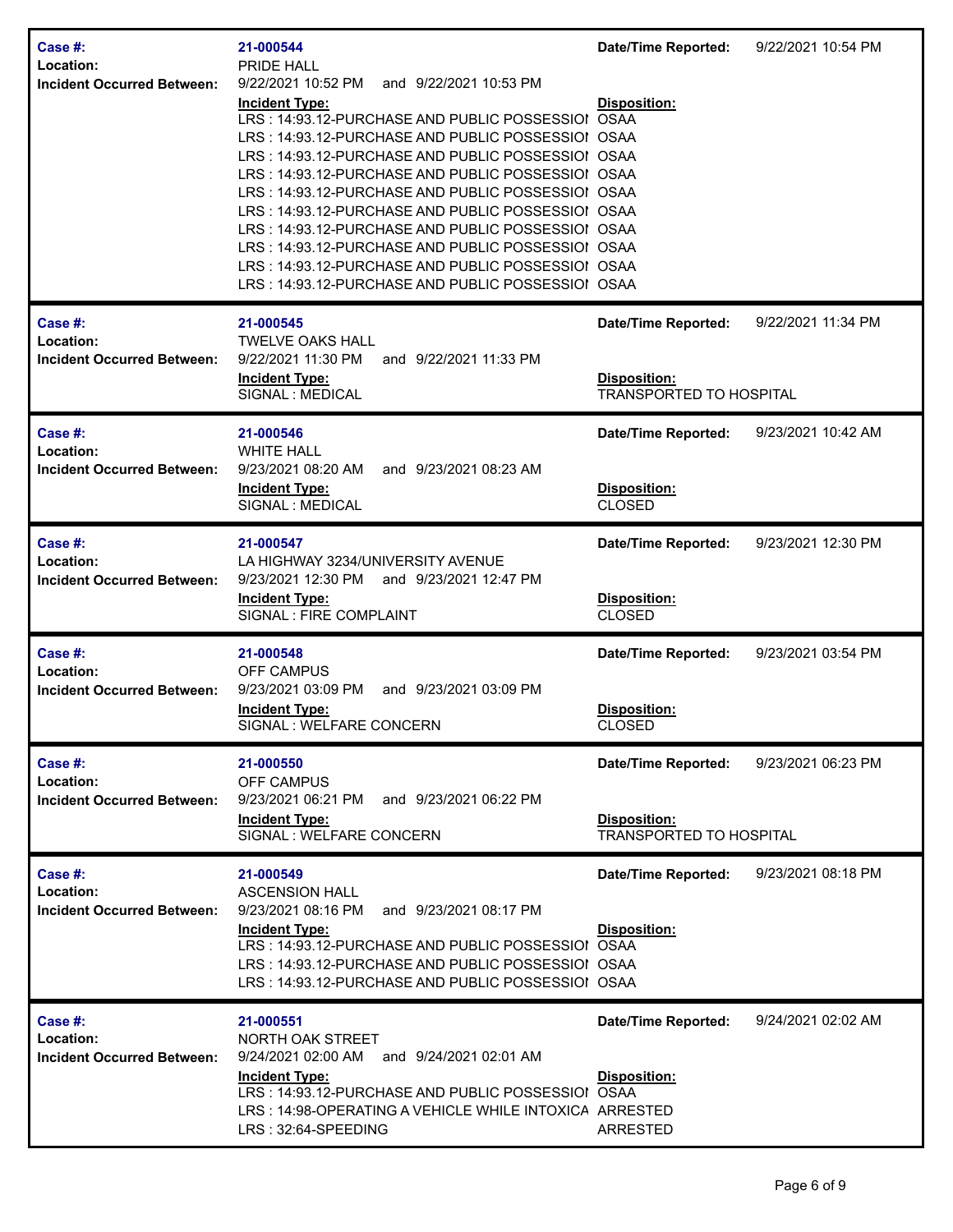| | | | |
|---|---|---|---|
| **Case #:** | **21-000544** | **Date/Time Reported:** | 9/22/2021 10:54 PM |
| **Location:** | PRIDE HALL | | |
| **Incident Occurred Between:** | 9/22/2021 10:52 PM and 9/22/2021 10:53 PM | | |
| | **Incident Type:** | **Disposition:** | |
| | LRS : 14:93.12-PURCHASE AND PUBLIC POSSESSIOI | OSAA | |
| | LRS : 14:93.12-PURCHASE AND PUBLIC POSSESSIOI | OSAA | |
| | LRS : 14:93.12-PURCHASE AND PUBLIC POSSESSIOI | OSAA | |
| | LRS : 14:93.12-PURCHASE AND PUBLIC POSSESSIOI | OSAA | |
| | LRS : 14:93.12-PURCHASE AND PUBLIC POSSESSIOI | OSAA | |
| | LRS : 14:93.12-PURCHASE AND PUBLIC POSSESSIOI | OSAA | |
| | LRS : 14:93.12-PURCHASE AND PUBLIC POSSESSIOI | OSAA | |
| | LRS : 14:93.12-PURCHASE AND PUBLIC POSSESSIOI | OSAA | |
| | LRS : 14:93.12-PURCHASE AND PUBLIC POSSESSIOI | OSAA | |
| | LRS : 14:93.12-PURCHASE AND PUBLIC POSSESSIOI | OSAA | |

| | | | |
|---|---|---|---|
| **Case #:** | **21-000545** | **Date/Time Reported:** | 9/22/2021 11:34 PM |
| **Location:** | TWELVE OAKS HALL | | |
| **Incident Occurred Between:** | 9/22/2021 11:30 PM and 9/22/2021 11:33 PM | | |
| | **Incident Type:** | **Disposition:** | |
| | SIGNAL : MEDICAL | TRANSPORTED TO HOSPITAL | |

| | | | |
|---|---|---|---|
| **Case #:** | **21-000546** | **Date/Time Reported:** | 9/23/2021 10:42 AM |
| **Location:** | WHITE HALL | | |
| **Incident Occurred Between:** | 9/23/2021 08:20 AM and 9/23/2021 08:23 AM | | |
| | **Incident Type:** | **Disposition:** | |
| | SIGNAL : MEDICAL | CLOSED | |

| | | | |
|---|---|---|---|
| **Case #:** | **21-000547** | **Date/Time Reported:** | 9/23/2021 12:30 PM |
| **Location:** | LA HIGHWAY 3234/UNIVERSITY AVENUE | | |
| **Incident Occurred Between:** | 9/23/2021 12:30 PM and 9/23/2021 12:47 PM | | |
| | **Incident Type:** | **Disposition:** | |
| | SIGNAL : FIRE COMPLAINT | CLOSED | |

| | | | |
|---|---|---|---|
| **Case #:** | **21-000548** | **Date/Time Reported:** | 9/23/2021 03:54 PM |
| **Location:** | OFF CAMPUS | | |
| **Incident Occurred Between:** | 9/23/2021 03:09 PM and 9/23/2021 03:09 PM | | |
| | **Incident Type:** | **Disposition:** | |
| | SIGNAL : WELFARE CONCERN | CLOSED | |

| | | | |
|---|---|---|---|
| **Case #:** | **21-000550** | **Date/Time Reported:** | 9/23/2021 06:23 PM |
| **Location:** | OFF CAMPUS | | |
| **Incident Occurred Between:** | 9/23/2021 06:21 PM and 9/23/2021 06:22 PM | | |
| | **Incident Type:** | **Disposition:** | |
| | SIGNAL : WELFARE CONCERN | TRANSPORTED TO HOSPITAL | |

| | | | |
|---|---|---|---|
| **Case #:** | **21-000549** | **Date/Time Reported:** | 9/23/2021 08:18 PM |
| **Location:** | ASCENSION HALL | | |
| **Incident Occurred Between:** | 9/23/2021 08:16 PM and 9/23/2021 08:17 PM | | |
| | **Incident Type:** | **Disposition:** | |
| | LRS : 14:93.12-PURCHASE AND PUBLIC POSSESSIOI | OSAA | |
| | LRS : 14:93.12-PURCHASE AND PUBLIC POSSESSIOI | OSAA | |
| | LRS : 14:93.12-PURCHASE AND PUBLIC POSSESSIOI | OSAA | |

| | | | |
|---|---|---|---|
| **Case #:** | **21-000551** | **Date/Time Reported:** | 9/24/2021 02:02 AM |
| **Location:** | NORTH OAK STREET | | |
| **Incident Occurred Between:** | 9/24/2021 02:00 AM and 9/24/2021 02:01 AM | | |
| | **Incident Type:** | **Disposition:** | |
| | LRS : 14:93.12-PURCHASE AND PUBLIC POSSESSIOI | OSAA | |
| | LRS : 14:98-OPERATING A VEHICLE WHILE INTOXICA | ARRESTED | |
| | LRS : 32:64-SPEEDING | ARRESTED | |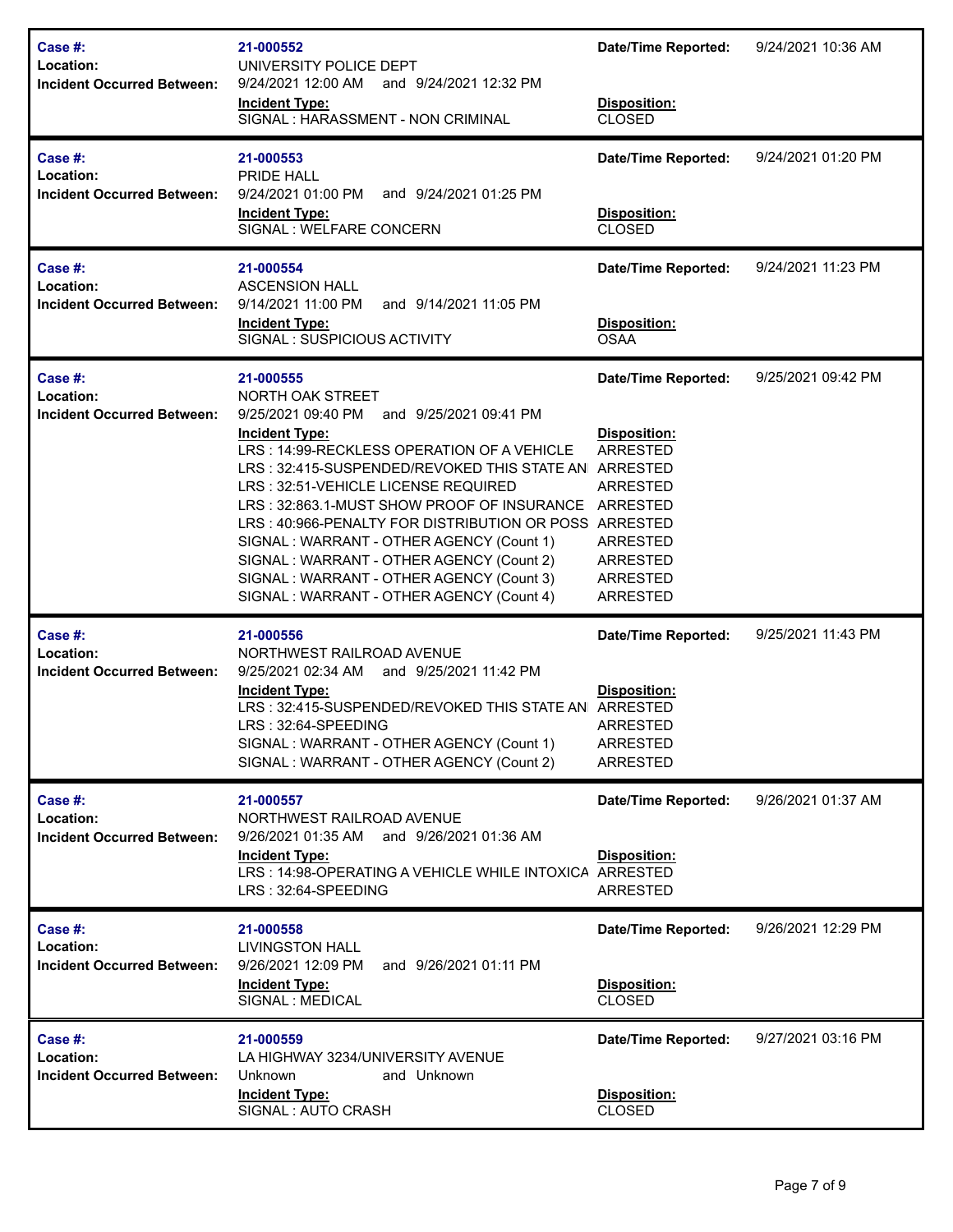| | | | |
|---|---|---|---|
| **Case #:** | **21-000552** | **Date/Time Reported:** | 9/24/2021 10:36 AM |
| **Location:** | UNIVERSITY POLICE DEPT | | |
| **Incident Occurred Between:** | 9/24/2021 12:00 AM and 9/24/2021 12:32 PM | | |
| | **Incident Type:** | **Disposition:** | |
| | SIGNAL : HARASSMENT - NON CRIMINAL | CLOSED | |

| | | | |
|---|---|---|---|
| **Case #:** | **21-000553** | **Date/Time Reported:** | 9/24/2021 01:20 PM |
| **Location:** | PRIDE HALL | | |
| **Incident Occurred Between:** | 9/24/2021 01:00 PM and 9/24/2021 01:25 PM | | |
| | **Incident Type:** | **Disposition:** | |
| | SIGNAL : WELFARE CONCERN | CLOSED | |

| | | | |
|---|---|---|---|
| **Case #:** | **21-000554** | **Date/Time Reported:** | 9/24/2021 11:23 PM |
| **Location:** | ASCENSION HALL | | |
| **Incident Occurred Between:** | 9/14/2021 11:00 PM and 9/14/2021 11:05 PM | | |
| | **Incident Type:** | **Disposition:** | |
| | SIGNAL : SUSPICIOUS ACTIVITY | OSAA | |

| | | | |
|---|---|---|---|
| **Case #:** | **21-000555** | **Date/Time Reported:** | 9/25/2021 09:42 PM |
| **Location:** | NORTH OAK STREET | | |
| **Incident Occurred Between:** | 9/25/2021 09:40 PM and 9/25/2021 09:41 PM | | |
| | **Incident Type:** | **Disposition:** | |
| | LRS : 14:99-RECKLESS OPERATION OF A VEHICLE | ARRESTED | |
| | LRS : 32:415-SUSPENDED/REVOKED THIS STATE AN | ARRESTED | |
| | LRS : 32:51-VEHICLE LICENSE REQUIRED | ARRESTED | |
| | LRS : 32:863.1-MUST SHOW PROOF OF INSURANCE | ARRESTED | |
| | LRS : 40:966-PENALTY FOR DISTRIBUTION OR POSS | ARRESTED | |
| | SIGNAL : WARRANT - OTHER AGENCY (Count 1) | ARRESTED | |
| | SIGNAL : WARRANT - OTHER AGENCY (Count 2) | ARRESTED | |
| | SIGNAL : WARRANT - OTHER AGENCY (Count 3) | ARRESTED | |
| | SIGNAL : WARRANT - OTHER AGENCY (Count 4) | ARRESTED | |

| | | | |
|---|---|---|---|
| **Case #:** | **21-000556** | **Date/Time Reported:** | 9/25/2021 11:43 PM |
| **Location:** | NORTHWEST RAILROAD AVENUE | | |
| **Incident Occurred Between:** | 9/25/2021 02:34 AM and 9/25/2021 11:42 PM | | |
| | **Incident Type:** | **Disposition:** | |
| | LRS : 32:415-SUSPENDED/REVOKED THIS STATE AN | ARRESTED | |
| | LRS : 32:64-SPEEDING | ARRESTED | |
| | SIGNAL : WARRANT - OTHER AGENCY (Count 1) | ARRESTED | |
| | SIGNAL : WARRANT - OTHER AGENCY (Count 2) | ARRESTED | |

| | | | |
|---|---|---|---|
| **Case #:** | **21-000557** | **Date/Time Reported:** | 9/26/2021 01:37 AM |
| **Location:** | NORTHWEST RAILROAD AVENUE | | |
| **Incident Occurred Between:** | 9/26/2021 01:35 AM and 9/26/2021 01:36 AM | | |
| | **Incident Type:** | **Disposition:** | |
| | LRS : 14:98-OPERATING A VEHICLE WHILE INTOXICA | ARRESTED | |
| | LRS : 32:64-SPEEDING | ARRESTED | |

| | | | |
|---|---|---|---|
| **Case #:** | **21-000558** | **Date/Time Reported:** | 9/26/2021 12:29 PM |
| **Location:** | LIVINGSTON HALL | | |
| **Incident Occurred Between:** | 9/26/2021 12:09 PM and 9/26/2021 01:11 PM | | |
| | **Incident Type:** | **Disposition:** | |
| | SIGNAL : MEDICAL | CLOSED | |

| | | | |
|---|---|---|---|
| **Case #:** | **21-000559** | **Date/Time Reported:** | 9/27/2021 03:16 PM |
| **Location:** | LA HIGHWAY 3234/UNIVERSITY AVENUE | | |
| **Incident Occurred Between:** | Unknown and Unknown | | |
| | **Incident Type:** | **Disposition:** | |
| | SIGNAL : AUTO CRASH | CLOSED | |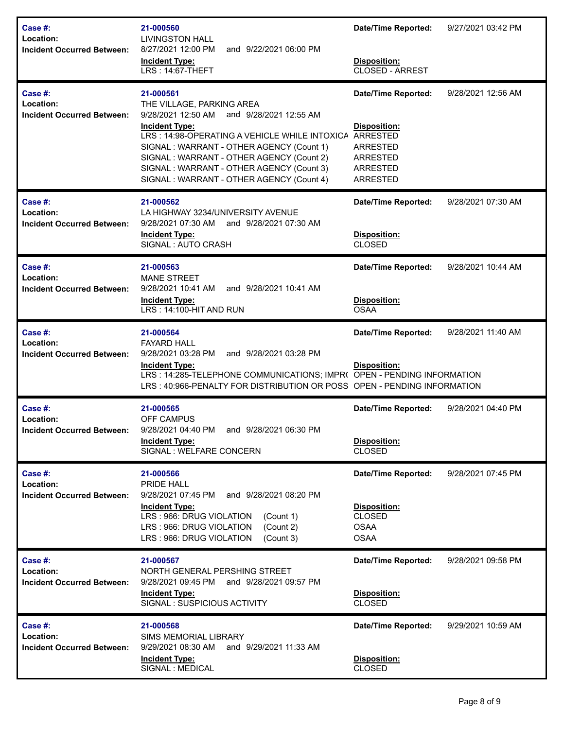| | | | |
|---|---|---|---|
| **Case #:** | **21-000560** | **Date/Time Reported:** | 9/27/2021 03:42 PM |
| **Location:** | LIVINGSTON HALL | | |
| **Incident Occurred Between:** | 8/27/2021 12:00 PM and 9/22/2021 06:00 PM | | |
| | **Incident Type:** | **Disposition:** | |
| | LRS : 14:67-THEFT | CLOSED - ARREST | |

| | | | |
|---|---|---|---|
| **Case #:** | **21-000561** | **Date/Time Reported:** | 9/28/2021 12:56 AM |
| **Location:** | THE VILLAGE, PARKING AREA | | |
| **Incident Occurred Between:** | 9/28/2021 12:50 AM and 9/28/2021 12:55 AM | | |
| | **Incident Type:** | **Disposition:** | |
| | LRS : 14:98-OPERATING A VEHICLE WHILE INTOXICA | ARRESTED | |
| | SIGNAL : WARRANT - OTHER AGENCY (Count 1) | ARRESTED | |
| | SIGNAL : WARRANT - OTHER AGENCY (Count 2) | ARRESTED | |
| | SIGNAL : WARRANT - OTHER AGENCY (Count 3) | ARRESTED | |
| | SIGNAL : WARRANT - OTHER AGENCY (Count 4) | ARRESTED | |

| | | | |
|---|---|---|---|
| **Case #:** | **21-000562** | **Date/Time Reported:** | 9/28/2021 07:30 AM |
| **Location:** | LA HIGHWAY 3234/UNIVERSITY AVENUE | | |
| **Incident Occurred Between:** | 9/28/2021 07:30 AM and 9/28/2021 07:30 AM | | |
| | **Incident Type:** | **Disposition:** | |
| | SIGNAL : AUTO CRASH | CLOSED | |

| | | | |
|---|---|---|---|
| **Case #:** | **21-000563** | **Date/Time Reported:** | 9/28/2021 10:44 AM |
| **Location:** | MANE STREET | | |
| **Incident Occurred Between:** | 9/28/2021 10:41 AM and 9/28/2021 10:41 AM | | |
| | **Incident Type:** | **Disposition:** | |
| | LRS : 14:100-HIT AND RUN | OSAA | |

| | | | |
|---|---|---|---|
| **Case #:** | **21-000564** | **Date/Time Reported:** | 9/28/2021 11:40 AM |
| **Location:** | FAYARD HALL | | |
| **Incident Occurred Between:** | 9/28/2021 03:28 PM and 9/28/2021 03:28 PM | | |
| | **Incident Type:** | **Disposition:** | |
| | LRS : 14:285-TELEPHONE COMMUNICATIONS; IMPR( | OPEN - PENDING INFORMATION | |
| | LRS : 40:966-PENALTY FOR DISTRIBUTION OR POSS | OPEN - PENDING INFORMATION | |

| | | | |
|---|---|---|---|
| **Case #:** | **21-000565** | **Date/Time Reported:** | 9/28/2021 04:40 PM |
| **Location:** | OFF CAMPUS | | |
| **Incident Occurred Between:** | 9/28/2021 04:40 PM and 9/28/2021 06:30 PM | | |
| | **Incident Type:** | **Disposition:** | |
| | SIGNAL : WELFARE CONCERN | CLOSED | |

| | | | |
|---|---|---|---|
| **Case #:** | **21-000566** | **Date/Time Reported:** | 9/28/2021 07:45 PM |
| **Location:** | PRIDE HALL | | |
| **Incident Occurred Between:** | 9/28/2021 07:45 PM and 9/28/2021 08:20 PM | | |
| | **Incident Type:** | **Disposition:** | |
| | LRS : 966: DRUG VIOLATION (Count 1) | CLOSED | |
| | LRS : 966: DRUG VIOLATION (Count 2) | OSAA | |
| | LRS : 966: DRUG VIOLATION (Count 3) | OSAA | |

| | | | |
|---|---|---|---|
| **Case #:** | **21-000567** | **Date/Time Reported:** | 9/28/2021 09:58 PM |
| **Location:** | NORTH GENERAL PERSHING STREET | | |
| **Incident Occurred Between:** | 9/28/2021 09:45 PM and 9/28/2021 09:57 PM | | |
| | **Incident Type:** | **Disposition:** | |
| | SIGNAL : SUSPICIOUS ACTIVITY | CLOSED | |

| | | | |
|---|---|---|---|
| **Case #:** | **21-000568** | **Date/Time Reported:** | 9/29/2021 10:59 AM |
| **Location:** | SIMS MEMORIAL LIBRARY | | |
| **Incident Occurred Between:** | 9/29/2021 08:30 AM and 9/29/2021 11:33 AM | | |
| | **Incident Type:** | **Disposition:** | |
| | SIGNAL : MEDICAL | CLOSED | |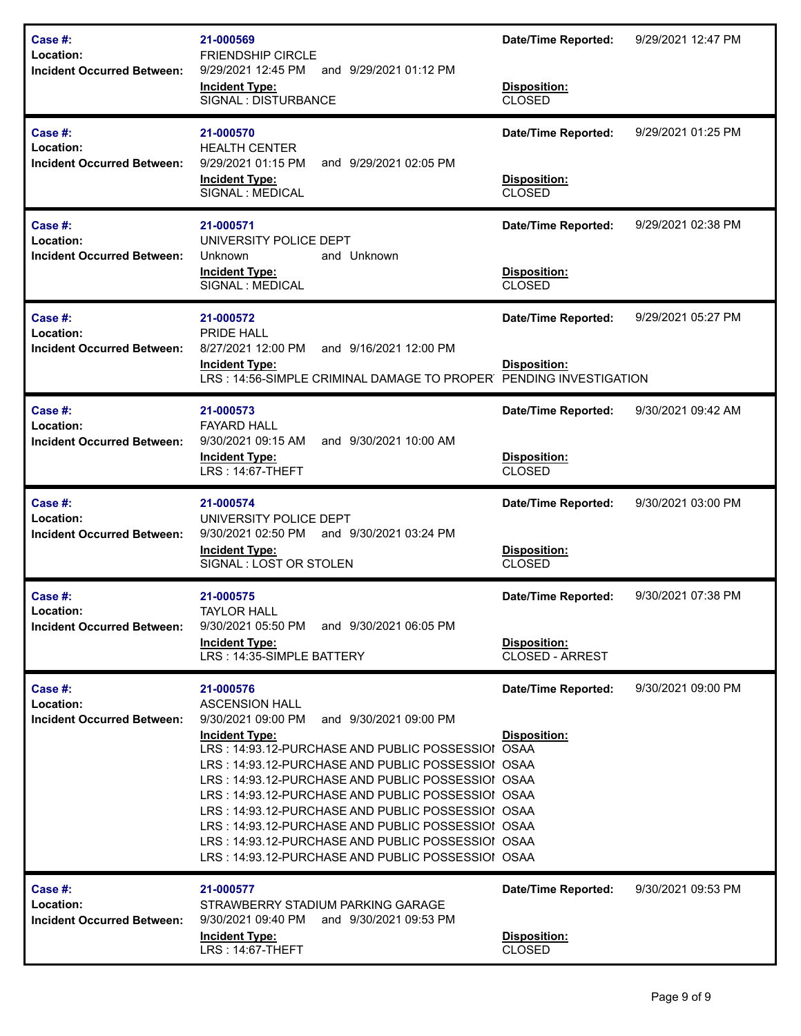| | | | |
|---|---|---|---|
| **Case #:** | **21-000569** | **Date/Time Reported:** | 9/29/2021 12:47 PM |
| **Location:** | FRIENDSHIP CIRCLE | | |
| **Incident Occurred Between:** | 9/29/2021 12:45 PM and 9/29/2021 01:12 PM | | |
| | **Incident Type:** | **Disposition:** | |
| | SIGNAL : DISTURBANCE | CLOSED | |

| | | | |
|---|---|---|---|
| **Case #:** | **21-000570** | **Date/Time Reported:** | 9/29/2021 01:25 PM |
| **Location:** | HEALTH CENTER | | |
| **Incident Occurred Between:** | 9/29/2021 01:15 PM and 9/29/2021 02:05 PM | | |
| | **Incident Type:** | **Disposition:** | |
| | SIGNAL : MEDICAL | CLOSED | |

| | | | |
|---|---|---|---|
| **Case #:** | **21-000571** | **Date/Time Reported:** | 9/29/2021 02:38 PM |
| **Location:** | UNIVERSITY POLICE DEPT | | |
| **Incident Occurred Between:** | Unknown and Unknown | | |
| | **Incident Type:** | **Disposition:** | |
| | SIGNAL : MEDICAL | CLOSED | |

| | | | |
|---|---|---|---|
| **Case #:** | **21-000572** | **Date/Time Reported:** | 9/29/2021 05:27 PM |
| **Location:** | PRIDE HALL | | |
| **Incident Occurred Between:** | 8/27/2021 12:00 PM and 9/16/2021 12:00 PM | | |
| | **Incident Type:** | **Disposition:** | |
| | LRS : 14:56-SIMPLE CRIMINAL DAMAGE TO PROPER | PENDING INVESTIGATION | |

| | | | |
|---|---|---|---|
| **Case #:** | **21-000573** | **Date/Time Reported:** | 9/30/2021 09:42 AM |
| **Location:** | FAYARD HALL | | |
| **Incident Occurred Between:** | 9/30/2021 09:15 AM and 9/30/2021 10:00 AM | | |
| | **Incident Type:** | **Disposition:** | |
| | LRS : 14:67-THEFT | CLOSED | |

| | | | |
|---|---|---|---|
| **Case #:** | **21-000574** | **Date/Time Reported:** | 9/30/2021 03:00 PM |
| **Location:** | UNIVERSITY POLICE DEPT | | |
| **Incident Occurred Between:** | 9/30/2021 02:50 PM and 9/30/2021 03:24 PM | | |
| | **Incident Type:** | **Disposition:** | |
| | SIGNAL : LOST OR STOLEN | CLOSED | |

| | | | |
|---|---|---|---|
| **Case #:** | **21-000575** | **Date/Time Reported:** | 9/30/2021 07:38 PM |
| **Location:** | TAYLOR HALL | | |
| **Incident Occurred Between:** | 9/30/2021 05:50 PM and 9/30/2021 06:05 PM | | |
| | **Incident Type:** | **Disposition:** | |
| | LRS : 14:35-SIMPLE BATTERY | CLOSED - ARREST | |

| | | | |
|---|---|---|---|
| **Case #:** | **21-000576** | **Date/Time Reported:** | 9/30/2021 09:00 PM |
| **Location:** | ASCENSION HALL | | |
| **Incident Occurred Between:** | 9/30/2021 09:00 PM and 9/30/2021 09:00 PM | | |
| | **Incident Type:** | **Disposition:** | |
| | LRS : 14:93.12-PURCHASE AND PUBLIC POSSESSIO | OSAA | |
| | LRS : 14:93.12-PURCHASE AND PUBLIC POSSESSIO | OSAA | |
| | LRS : 14:93.12-PURCHASE AND PUBLIC POSSESSIO | OSAA | |
| | LRS : 14:93.12-PURCHASE AND PUBLIC POSSESSIO | OSAA | |
| | LRS : 14:93.12-PURCHASE AND PUBLIC POSSESSIO | OSAA | |
| | LRS : 14:93.12-PURCHASE AND PUBLIC POSSESSIO | OSAA | |
| | LRS : 14:93.12-PURCHASE AND PUBLIC POSSESSIO | OSAA | |
| | LRS : 14:93.12-PURCHASE AND PUBLIC POSSESSIO | OSAA | |

| | | | |
|---|---|---|---|
| **Case #:** | **21-000577** | **Date/Time Reported:** | 9/30/2021 09:53 PM |
| **Location:** | STRAWBERRY STADIUM PARKING GARAGE | | |
| **Incident Occurred Between:** | 9/30/2021 09:40 PM and 9/30/2021 09:53 PM | | |
| | **Incident Type:** | **Disposition:** | |
| | LRS : 14:67-THEFT | CLOSED | |